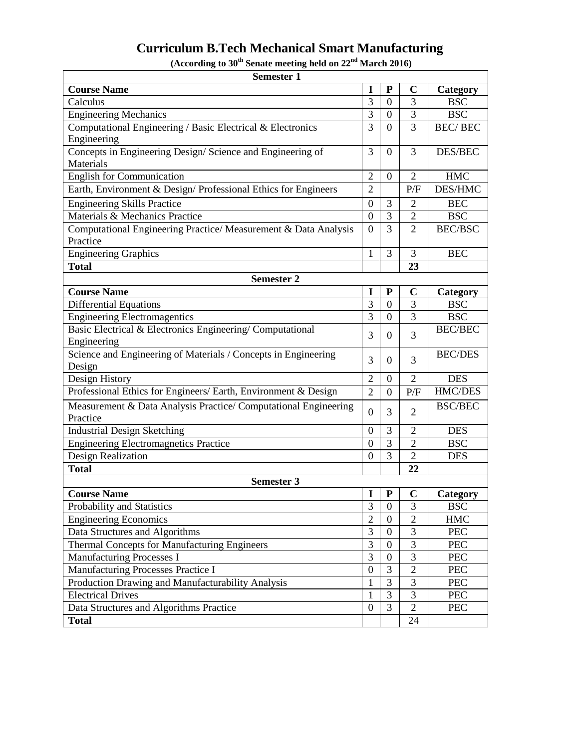# Curriculum B.Tech Mechanical Smart Manufacturing

**(According to 30th Senate meeting held on 22nd March 2016)**

| Semester 1 | | | | |
|---|---|---|---|---|
| **Course Name** | **I** | **P** | **C** | **Category** |
| Calculus | 3 | 0 | 3 | BSC |
| Engineering Mechanics | 3 | 0 | 3 | BSC |
| Computational Engineering / Basic Electrical & Electronics Engineering | 3 | 0 | 3 | BEC/ BEC |
| Concepts in Engineering Design/ Science and Engineering of Materials | 3 | 0 | 3 | DES/BEC |
| English for Communication | 2 | 0 | 2 | HMC |
| Earth, Environment & Design/ Professional Ethics for Engineers | 2 | | P/F | DES/HMC |
| Engineering Skills Practice | 0 | 3 | 2 | BEC |
| Materials & Mechanics Practice | 0 | 3 | 2 | BSC |
| Computational Engineering Practice/ Measurement & Data Analysis Practice | 0 | 3 | 2 | BEC/BSC |
| Engineering Graphics | 1 | 3 | 3 | BEC |
| **Total** | | | **23** | |

| Semester 2 | | | | |
|---|---|---|---|---|
| **Course Name** | **I** | **P** | **C** | **Category** |
| Differential Equations | 3 | 0 | 3 | BSC |
| Engineering Electromagentics | 3 | 0 | 3 | BSC |
| Basic Electrical & Electronics Engineering/ Computational Engineering | 3 | 0 | 3 | BEC/BEC |
| Science and Engineering of Materials / Concepts in Engineering Design | 3 | 0 | 3 | BEC/DES |
| Design History | 2 | 0 | 2 | DES |
| Professional Ethics for Engineers/ Earth, Environment & Design | 2 | 0 | P/F | HMC/DES |
| Measurement & Data Analysis Practice/ Computational Engineering Practice | 0 | 3 | 2 | BSC/BEC |
| Industrial Design Sketching | 0 | 3 | 2 | DES |
| Engineering Electromagnetics Practice | 0 | 3 | 2 | BSC |
| Design Realization | 0 | 3 | 2 | DES |
| **Total** | | | **22** | |

| Semester 3 | | | | |
|---|---|---|---|---|
| **Course Name** | **I** | **P** | **C** | **Category** |
| Probability and Statistics | 3 | 0 | 3 | BSC |
| Engineering Economics | 2 | 0 | 2 | HMC |
| Data Structures and Algorithms | 3 | 0 | 3 | PEC |
| Thermal Concepts for Manufacturing Engineers | 3 | 0 | 3 | PEC |
| Manufacturing Processes I | 3 | 0 | 3 | PEC |
| Manufacturing Processes Practice I | 0 | 3 | 2 | PEC |
| Production Drawing and Manufacturability Analysis | 1 | 3 | 3 | PEC |
| Electrical Drives | 1 | 3 | 3 | PEC |
| Data Structures and Algorithms Practice | 0 | 3 | 2 | PEC |
| **Total** | | | 24 | |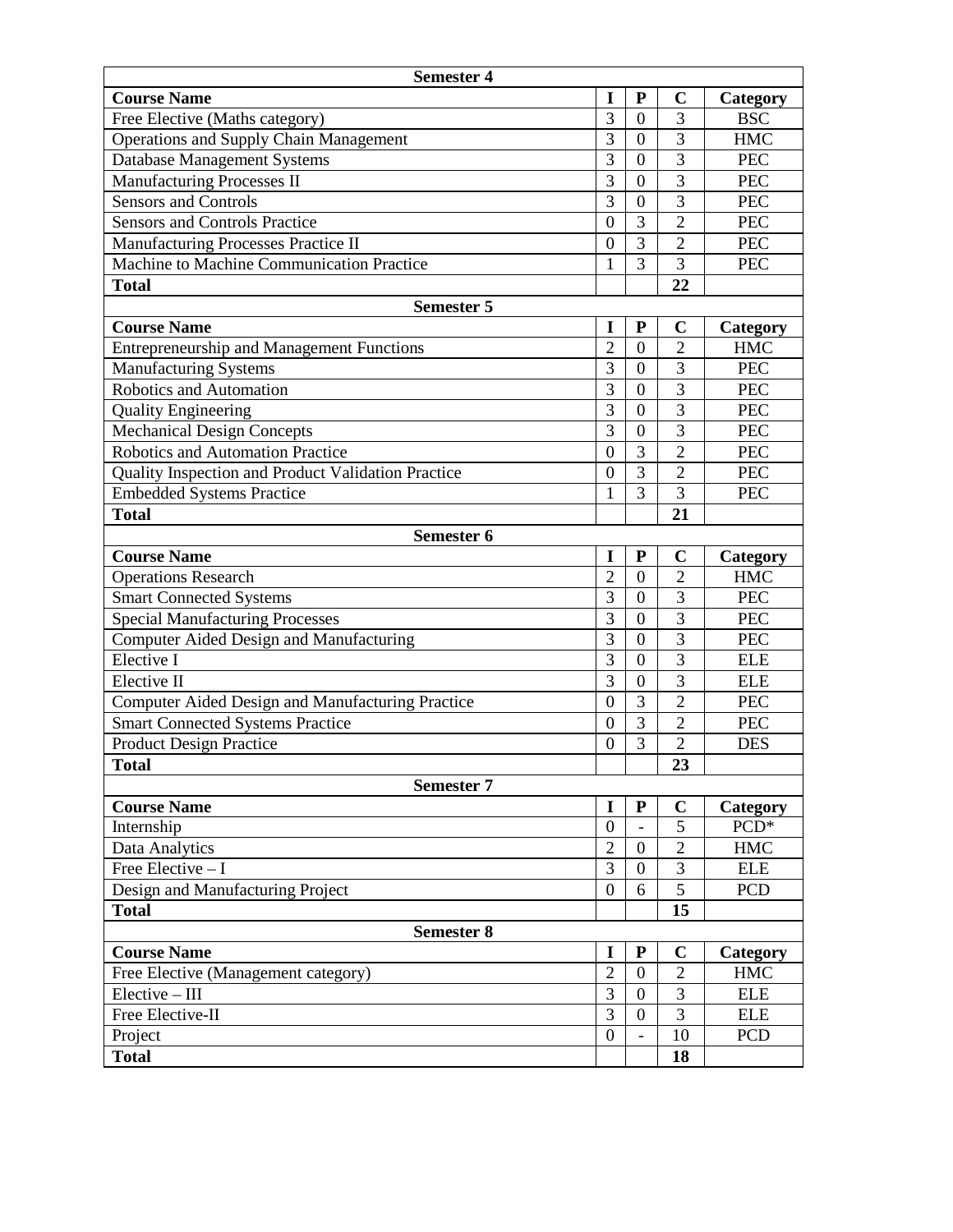| Semester 4 | | | | |
|---|---|---|---|---|
| **Course Name** | **I** | **P** | **C** | **Category** |
| Free Elective (Maths category) | 3 | 0 | 3 | BSC |
| Operations and Supply Chain Management | 3 | 0 | 3 | HMC |
| Database Management Systems | 3 | 0 | 3 | PEC |
| Manufacturing Processes II | 3 | 0 | 3 | PEC |
| Sensors and Controls | 3 | 0 | 3 | PEC |
| Sensors and Controls Practice | 0 | 3 | 2 | PEC |
| Manufacturing Processes Practice II | 0 | 3 | 2 | PEC |
| Machine to Machine Communication Practice | 1 | 3 | 3 | PEC |
| **Total** | | | **22** | |

| Semester 5 | | | | |
|---|---|---|---|---|
| **Course Name** | **I** | **P** | **C** | **Category** |
| Entrepreneurship and Management Functions | 2 | 0 | 2 | HMC |
| Manufacturing Systems | 3 | 0 | 3 | PEC |
| Robotics and Automation | 3 | 0 | 3 | PEC |
| Quality Engineering | 3 | 0 | 3 | PEC |
| Mechanical Design Concepts | 3 | 0 | 3 | PEC |
| Robotics and Automation Practice | 0 | 3 | 2 | PEC |
| Quality Inspection and Product Validation Practice | 0 | 3 | 2 | PEC |
| Embedded Systems Practice | 1 | 3 | 3 | PEC |
| **Total** | | | **21** | |

| Semester 6 | | | | |
|---|---|---|---|---|
| **Course Name** | **I** | **P** | **C** | **Category** |
| Operations Research | 2 | 0 | 2 | HMC |
| Smart Connected Systems | 3 | 0 | 3 | PEC |
| Special Manufacturing Processes | 3 | 0 | 3 | PEC |
| Computer Aided Design and Manufacturing | 3 | 0 | 3 | PEC |
| Elective I | 3 | 0 | 3 | ELE |
| Elective II | 3 | 0 | 3 | ELE |
| Computer Aided Design and Manufacturing Practice | 0 | 3 | 2 | PEC |
| Smart Connected Systems Practice | 0 | 3 | 2 | PEC |
| Product Design Practice | 0 | 3 | 2 | DES |
| **Total** | | | **23** | |

| Semester 7 | | | | |
|---|---|---|---|---|
| **Course Name** | **I** | **P** | **C** | **Category** |
| Internship | 0 | - | 5 | PCD* |
| Data Analytics | 2 | 0 | 2 | HMC |
| Free Elective – I | 3 | 0 | 3 | ELE |
| Design and Manufacturing Project | 0 | 6 | 5 | PCD |
| **Total** | | | **15** | |

| Semester 8 | | | | |
|---|---|---|---|---|
| **Course Name** | **I** | **P** | **C** | **Category** |
| Free Elective (Management category) | 2 | 0 | 2 | HMC |
| Elective – III | 3 | 0 | 3 | ELE |
| Free Elective-II | 3 | 0 | 3 | ELE |
| Project | 0 | - | 10 | PCD |
| **Total** | | | **18** | |